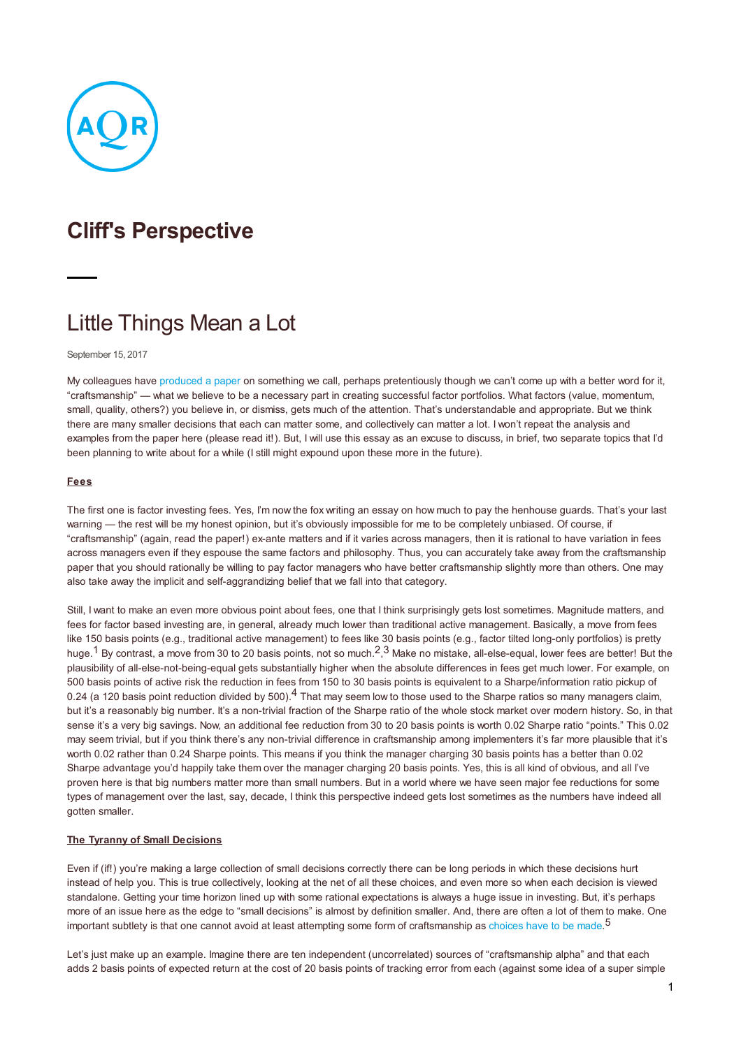# Cliff's Perspective

## Little Things Mean a Lot

September 15, 2017

My colleagues have produced a paper on something we call, perhaps pretentiously though we can't come up with a better word for it, "craftsmanship" — what we believe to be a necessary part in creating successful factor portfolios. What factors (value, momentum, small, quality, others?) you believe in, or dismiss, gets much of the attention. That's understandable and appropriate. But we think there are many smaller decisions that each can matter some, and collectively can matter a lot. I won't repeat the analysis and examples from the paper here (please read it!). But, I will use this essay as an excuse to discuss, in brief, two separate topics that I'd been planning to write about for a while (I still might expound upon these more in the future).

**Fees**

The first one is factor investing fees. Yes, I'm now the fox writing an essay on how much to pay the henhouse guards. That's your last warning — the rest will be my honest opinion, but it's obviously impossible for me to be completely unbiased. Of course, if "craftsmanship" (again, read the paper!) ex-ante matters and if it varies across managers, then it is rational to have variation in fees across managers even if they espouse the same factors and philosophy. Thus, you can accurately take away from the craftsmanship paper that you should rationally be willing to pay factor managers who have better craftsmanship slightly more than others. One may also take away the implicit and self-aggrandizing belief that we fall into that category.

Still, I want to make an even more obvious point about fees, one that I think surprisingly gets lost sometimes. Magnitude matters, and fees for factor based investing are, in general, already much lower than traditional active management. Basically, a move from fees like 150 basis points (e.g., traditional active management) to fees like 30 basis points (e.g., factor tilted long-only portfolios) is pretty huge.[1] By contrast, a move from 30 to 20 basis points, not so much.[2,3] Make no mistake, all-else-equal, lower fees are better! But the plausibility of all-else-not-being-equal gets substantially higher when the absolute differences in fees get much lower. For example, on 500 basis points of active risk the reduction in fees from 150 to 30 basis points is equivalent to a Sharpe/information ratio pickup of 0.24 (a 120 basis point reduction divided by 500).[4] That may seem low to those used to the Sharpe ratios so many managers claim, but it's a reasonably big number. It's a non-trivial fraction of the Sharpe ratio of the whole stock market over modern history. So, in that sense it's a very big savings. Now, an additional fee reduction from 30 to 20 basis points is worth 0.02 Sharpe ratio "points." This 0.02 may seem trivial, but if you think there's any non-trivial difference in craftsmanship among implementers it's far more plausible that it's worth 0.02 rather than 0.24 Sharpe points. This means if you think the manager charging 30 basis points has a better than 0.02 Sharpe advantage you'd happily take them over the manager charging 20 basis points. Yes, this is all kind of obvious, and all I've proven here is that big numbers matter more than small numbers. But in a world where we have seen major fee reductions for some types of management over the last, say, decade, I think this perspective indeed gets lost sometimes as the numbers have indeed all gotten smaller.

**The Tyranny of Small Decisions**

Even if (if!) you're making a large collection of small decisions correctly there can be long periods in which these decisions hurt instead of help you. This is true collectively, looking at the net of all these choices, and even more so when each decision is viewed standalone. Getting your time horizon lined up with some rational expectations is always a huge issue in investing. But, it's perhaps more of an issue here as the edge to "small decisions" is almost by definition smaller. And, there are often a lot of them to make. One important subtlety is that one cannot avoid at least attempting some form of craftsmanship as choices have to be made.[5]

Let's just make up an example. Imagine there are ten independent (uncorrelated) sources of "craftsmanship alpha" and that each adds 2 basis points of expected return at the cost of 20 basis points of tracking error from each (against some idea of a super simple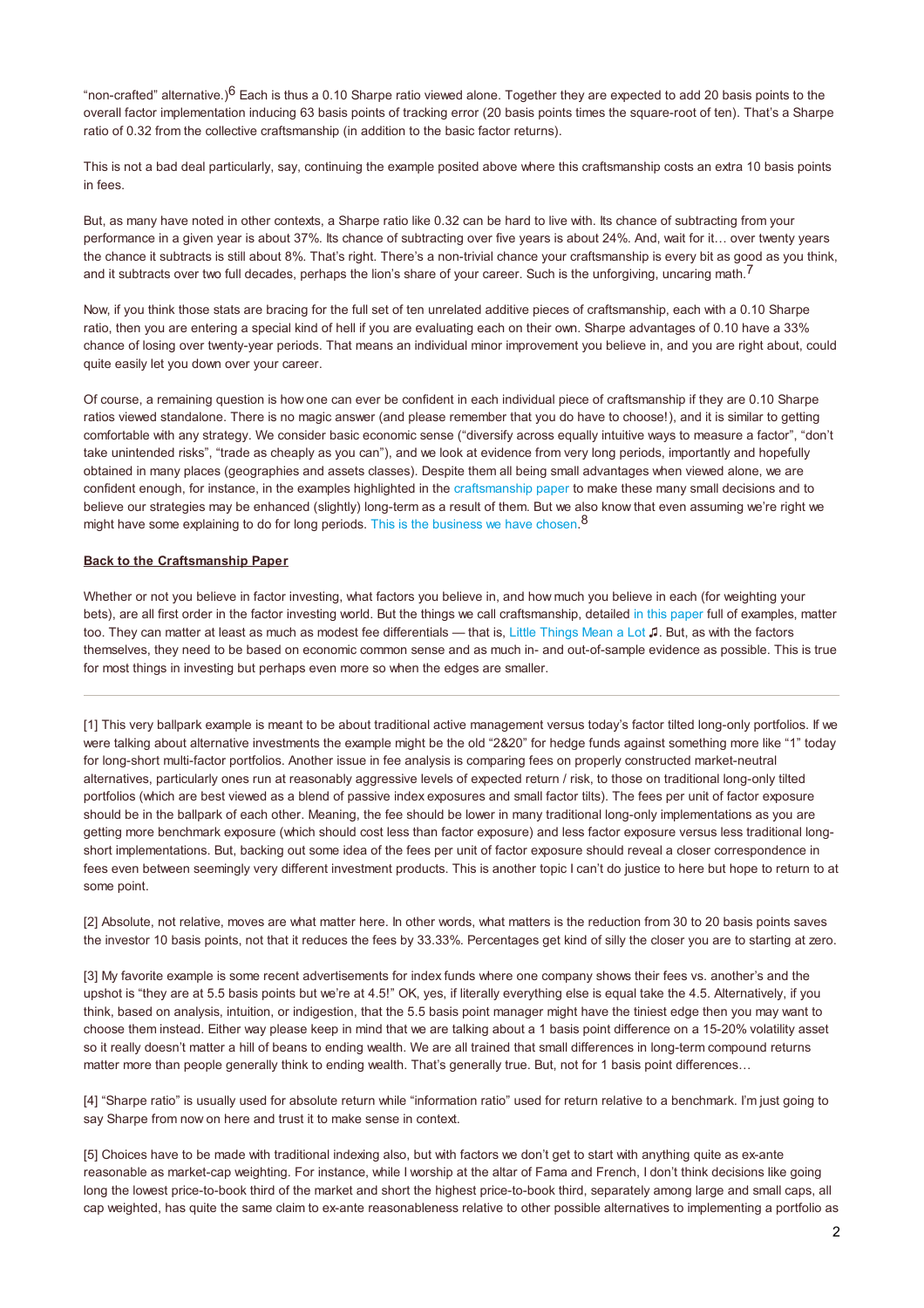"non-crafted" alternative.)[6] Each is thus a 0.10 Sharpe ratio viewed alone. Together they are expected to add 20 basis points to the overall factor implementation inducing 63 basis points of tracking error (20 basis points times the square-root of ten). That's a Sharpe ratio of 0.32 from the collective craftsmanship (in addition to the basic factor returns).

This is not a bad deal particularly, say, continuing the example posited above where this craftsmanship costs an extra 10 basis points in fees.

But, as many have noted in other contexts, a Sharpe ratio like 0.32 can be hard to live with. Its chance of subtracting from your performance in a given year is about 37%. Its chance of subtracting over five years is about 24%. And, wait for it… over twenty years the chance it subtracts is still about 8%. That's right. There's a non-trivial chance your craftsmanship is every bit as good as you think, and it subtracts over two full decades, perhaps the lion's share of your career. Such is the unforgiving, uncaring math.[7]

Now, if you think those stats are bracing for the full set of ten unrelated additive pieces of craftsmanship, each with a 0.10 Sharpe ratio, then you are entering a special kind of hell if you are evaluating each on their own. Sharpe advantages of 0.10 have a 33% chance of losing over twenty-year periods. That means an individual minor improvement you believe in, and you are right about, could quite easily let you down over your career.

Of course, a remaining question is how one can ever be confident in each individual piece of craftsmanship if they are 0.10 Sharpe ratios viewed standalone. There is no magic answer (and please remember that you do have to choose!), and it is similar to getting comfortable with any strategy. We consider basic economic sense ("diversify across equally intuitive ways to measure a factor", "don't take unintended risks", "trade as cheaply as you can"), and we look at evidence from very long periods, importantly and hopefully obtained in many places (geographies and assets classes). Despite them all being small advantages when viewed alone, we are confident enough, for instance, in the examples highlighted in the craftsmanship paper to make these many small decisions and to believe our strategies may be enhanced (slightly) long-term as a result of them. But we also know that even assuming we're right we might have some explaining to do for long periods. This is the business we have chosen.[8]

**Back to the Craftsmanship Paper**

Whether or not you believe in factor investing, what factors you believe in, and how much you believe in each (for weighting your bets), are all first order in the factor investing world. But the things we call craftsmanship, detailed in this paper full of examples, matter too. They can matter at least as much as modest fee differentials — that is, Little Things Mean a Lot ♫. But, as with the factors themselves, they need to be based on economic common sense and as much in- and out-of-sample evidence as possible. This is true for most things in investing but perhaps even more so when the edges are smaller.

---

[1] This very ballpark example is meant to be about traditional active management versus today's factor tilted long-only portfolios. If we were talking about alternative investments the example might be the old "2&20" for hedge funds against something more like "1" today for long-short multi-factor portfolios. Another issue in fee analysis is comparing fees on properly constructed market-neutral alternatives, particularly ones run at reasonably aggressive levels of expected return / risk, to those on traditional long-only tilted portfolios (which are best viewed as a blend of passive index exposures and small factor tilts). The fees per unit of factor exposure should be in the ballpark of each other. Meaning, the fee should be lower in many traditional long-only implementations as you are getting more benchmark exposure (which should cost less than factor exposure) and less factor exposure versus less traditional long-short implementations. But, backing out some idea of the fees per unit of factor exposure should reveal a closer correspondence in fees even between seemingly very different investment products. This is another topic I can't do justice to here but hope to return to at some point.

[2] Absolute, not relative, moves are what matter here. In other words, what matters is the reduction from 30 to 20 basis points saves the investor 10 basis points, not that it reduces the fees by 33.33%. Percentages get kind of silly the closer you are to starting at zero.

[3] My favorite example is some recent advertisements for index funds where one company shows their fees vs. another's and the upshot is "they are at 5.5 basis points but we're at 4.5!" OK, yes, if literally everything else is equal take the 4.5. Alternatively, if you think, based on analysis, intuition, or indigestion, that the 5.5 basis point manager might have the tiniest edge then you may want to choose them instead. Either way please keep in mind that we are talking about a 1 basis point difference on a 15-20% volatility asset so it really doesn't matter a hill of beans to ending wealth. We are all trained that small differences in long-term compound returns matter more than people generally think to ending wealth. That's generally true. But, not for 1 basis point differences…

[4] "Sharpe ratio" is usually used for absolute return while "information ratio" used for return relative to a benchmark. I'm just going to say Sharpe from now on here and trust it to make sense in context.

[5] Choices have to be made with traditional indexing also, but with factors we don't get to start with anything quite as ex-ante reasonable as market-cap weighting. For instance, while I worship at the altar of Fama and French, I don't think decisions like going long the lowest price-to-book third of the market and short the highest price-to-book third, separately among large and small caps, all cap weighted, has quite the same claim to ex-ante reasonableness relative to other possible alternatives to implementing a portfolio as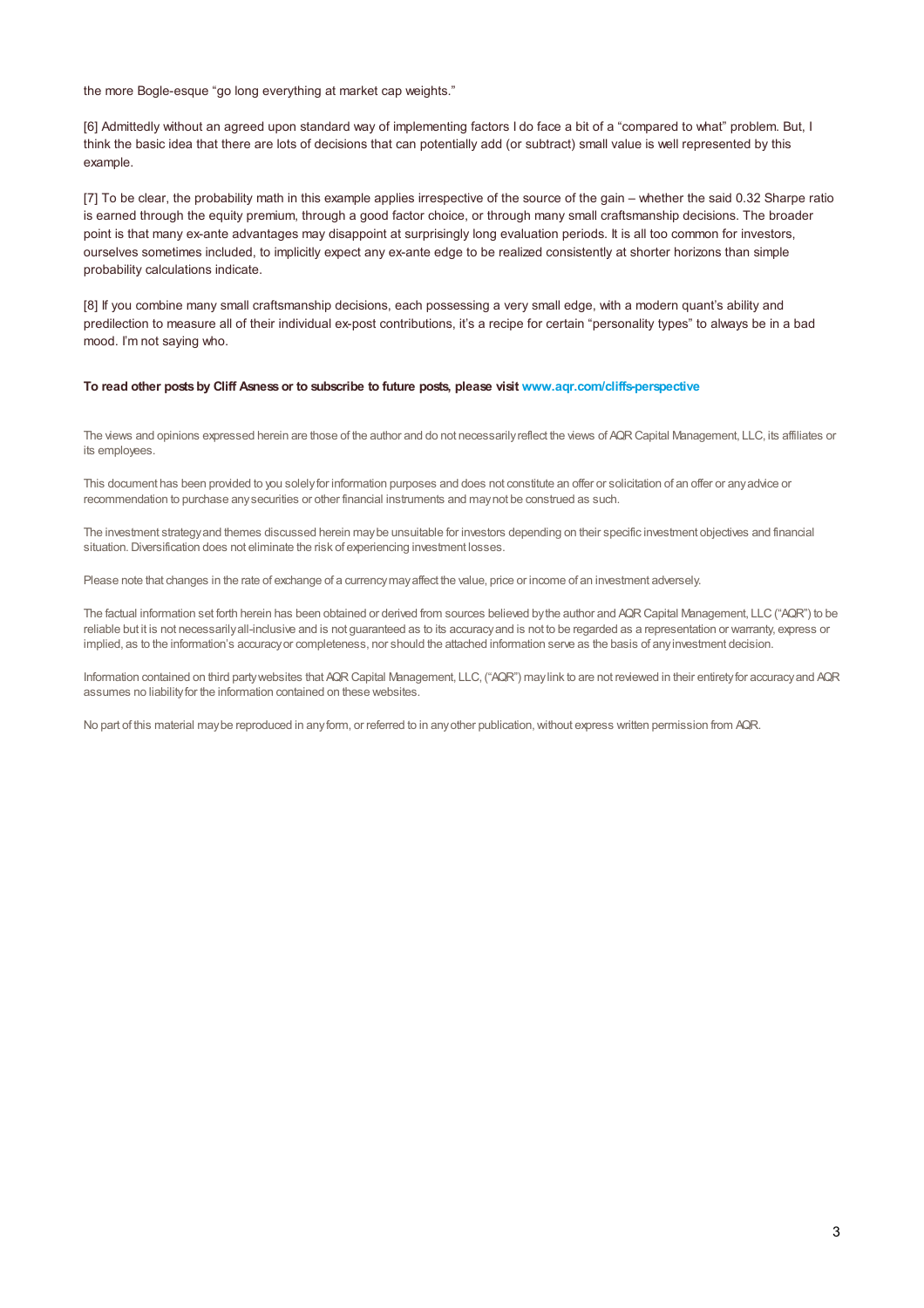the more Bogle-esque "go long everything at market cap weights."

[6] Admittedly without an agreed upon standard way of implementing factors I do face a bit of a "compared to what" problem. But, I think the basic idea that there are lots of decisions that can potentially add (or subtract) small value is well represented by this example.

[7] To be clear, the probability math in this example applies irrespective of the source of the gain – whether the said 0.32 Sharpe ratio is earned through the equity premium, through a good factor choice, or through many small craftsmanship decisions. The broader point is that many ex-ante advantages may disappoint at surprisingly long evaluation periods. It is all too common for investors, ourselves sometimes included, to implicitly expect any ex-ante edge to be realized consistently at shorter horizons than simple probability calculations indicate.

[8] If you combine many small craftsmanship decisions, each possessing a very small edge, with a modern quant's ability and predilection to measure all of their individual ex-post contributions, it's a recipe for certain "personality types" to always be in a bad mood. I'm not saying who.

**To read other posts by Cliff Asness or to subscribe to future posts, please visit www.aqr.com/cliffs-perspective**

The views and opinions expressed herein are those of the author and do not necessarily reflect the views of AQR Capital Management, LLC, its affiliates or its employees.

This document has been provided to you solely for information purposes and does not constitute an offer or solicitation of an offer or any advice or recommendation to purchase any securities or other financial instruments and may not be construed as such.

The investment strategy and themes discussed herein may be unsuitable for investors depending on their specific investment objectives and financial situation. Diversification does not eliminate the risk of experiencing investment losses.

Please note that changes in the rate of exchange of a currency may affect the value, price or income of an investment adversely.

The factual information set forth herein has been obtained or derived from sources believed by the author and AQR Capital Management, LLC ("AQR") to be reliable but it is not necessarily all-inclusive and is not guaranteed as to its accuracy and is not to be regarded as a representation or warranty, express or implied, as to the information's accuracy or completeness, nor should the attached information serve as the basis of any investment decision.

Information contained on third party websites that AQR Capital Management, LLC, ("AQR") may link to are not reviewed in their entirety for accuracy and AQR assumes no liability for the information contained on these websites.

No part of this material may be reproduced in any form, or referred to in any other publication, without express written permission from AQR.